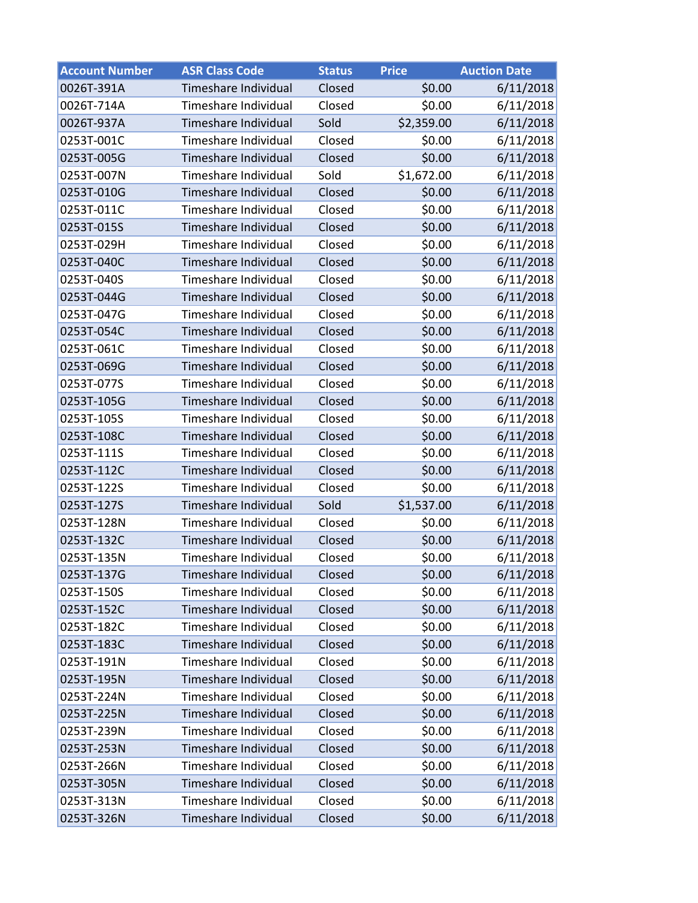| Account Number | ASR Class Code | Status | Price | Auction Date |
|---|---|---|---|---|
| 0026T-391A | Timeshare Individual | Closed | $0.00 | 6/11/2018 |
| 0026T-714A | Timeshare Individual | Closed | $0.00 | 6/11/2018 |
| 0026T-937A | Timeshare Individual | Sold | $2,359.00 | 6/11/2018 |
| 0253T-001C | Timeshare Individual | Closed | $0.00 | 6/11/2018 |
| 0253T-005G | Timeshare Individual | Closed | $0.00 | 6/11/2018 |
| 0253T-007N | Timeshare Individual | Sold | $1,672.00 | 6/11/2018 |
| 0253T-010G | Timeshare Individual | Closed | $0.00 | 6/11/2018 |
| 0253T-011C | Timeshare Individual | Closed | $0.00 | 6/11/2018 |
| 0253T-015S | Timeshare Individual | Closed | $0.00 | 6/11/2018 |
| 0253T-029H | Timeshare Individual | Closed | $0.00 | 6/11/2018 |
| 0253T-040C | Timeshare Individual | Closed | $0.00 | 6/11/2018 |
| 0253T-040S | Timeshare Individual | Closed | $0.00 | 6/11/2018 |
| 0253T-044G | Timeshare Individual | Closed | $0.00 | 6/11/2018 |
| 0253T-047G | Timeshare Individual | Closed | $0.00 | 6/11/2018 |
| 0253T-054C | Timeshare Individual | Closed | $0.00 | 6/11/2018 |
| 0253T-061C | Timeshare Individual | Closed | $0.00 | 6/11/2018 |
| 0253T-069G | Timeshare Individual | Closed | $0.00 | 6/11/2018 |
| 0253T-077S | Timeshare Individual | Closed | $0.00 | 6/11/2018 |
| 0253T-105G | Timeshare Individual | Closed | $0.00 | 6/11/2018 |
| 0253T-105S | Timeshare Individual | Closed | $0.00 | 6/11/2018 |
| 0253T-108C | Timeshare Individual | Closed | $0.00 | 6/11/2018 |
| 0253T-111S | Timeshare Individual | Closed | $0.00 | 6/11/2018 |
| 0253T-112C | Timeshare Individual | Closed | $0.00 | 6/11/2018 |
| 0253T-122S | Timeshare Individual | Closed | $0.00 | 6/11/2018 |
| 0253T-127S | Timeshare Individual | Sold | $1,537.00 | 6/11/2018 |
| 0253T-128N | Timeshare Individual | Closed | $0.00 | 6/11/2018 |
| 0253T-132C | Timeshare Individual | Closed | $0.00 | 6/11/2018 |
| 0253T-135N | Timeshare Individual | Closed | $0.00 | 6/11/2018 |
| 0253T-137G | Timeshare Individual | Closed | $0.00 | 6/11/2018 |
| 0253T-150S | Timeshare Individual | Closed | $0.00 | 6/11/2018 |
| 0253T-152C | Timeshare Individual | Closed | $0.00 | 6/11/2018 |
| 0253T-182C | Timeshare Individual | Closed | $0.00 | 6/11/2018 |
| 0253T-183C | Timeshare Individual | Closed | $0.00 | 6/11/2018 |
| 0253T-191N | Timeshare Individual | Closed | $0.00 | 6/11/2018 |
| 0253T-195N | Timeshare Individual | Closed | $0.00 | 6/11/2018 |
| 0253T-224N | Timeshare Individual | Closed | $0.00 | 6/11/2018 |
| 0253T-225N | Timeshare Individual | Closed | $0.00 | 6/11/2018 |
| 0253T-239N | Timeshare Individual | Closed | $0.00 | 6/11/2018 |
| 0253T-253N | Timeshare Individual | Closed | $0.00 | 6/11/2018 |
| 0253T-266N | Timeshare Individual | Closed | $0.00 | 6/11/2018 |
| 0253T-305N | Timeshare Individual | Closed | $0.00 | 6/11/2018 |
| 0253T-313N | Timeshare Individual | Closed | $0.00 | 6/11/2018 |
| 0253T-326N | Timeshare Individual | Closed | $0.00 | 6/11/2018 |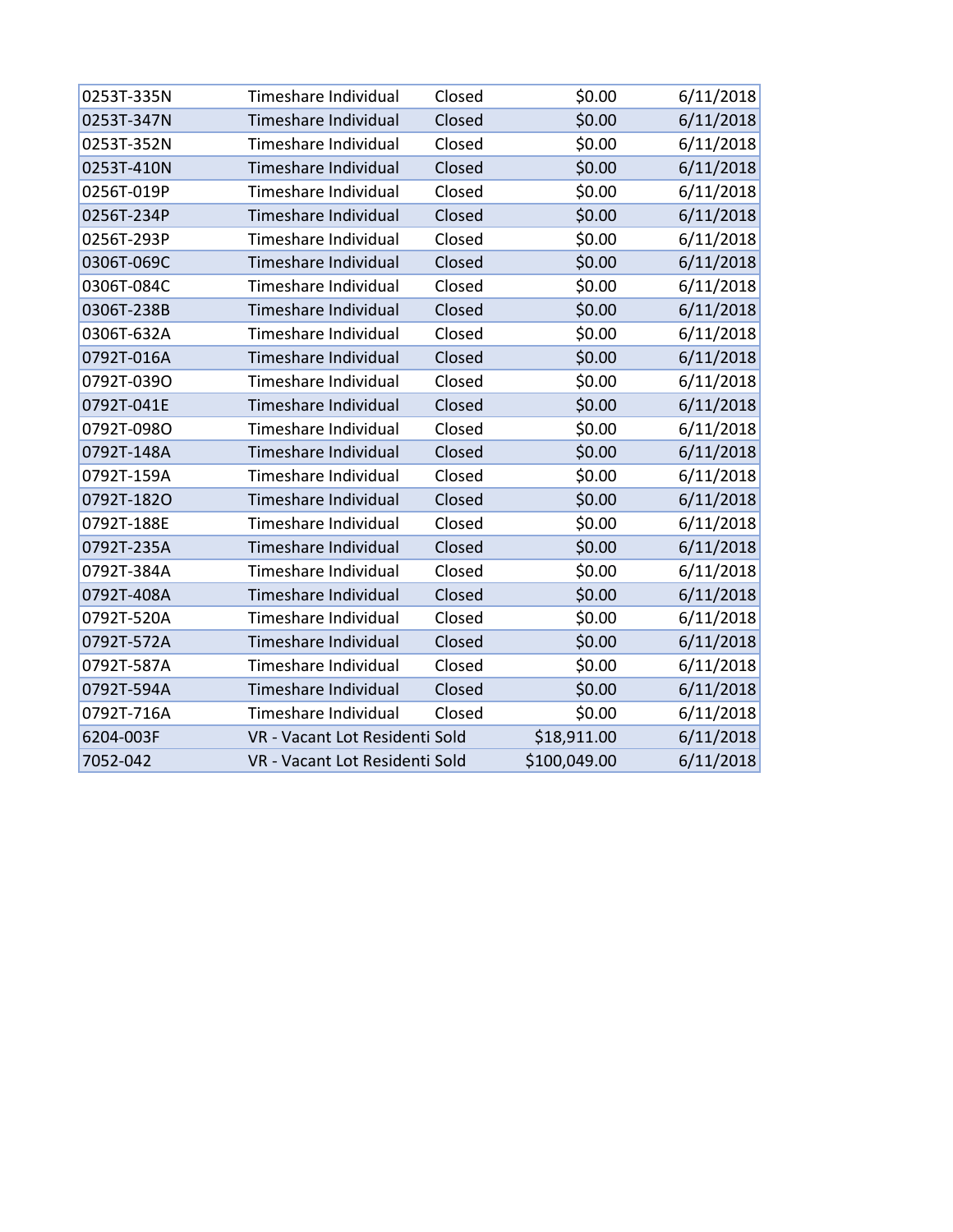| | | | | |
|---|---|---|---|---|
| 0253T-335N | Timeshare Individual | Closed | $0.00 | 6/11/2018 |
| 0253T-347N | Timeshare Individual | Closed | $0.00 | 6/11/2018 |
| 0253T-352N | Timeshare Individual | Closed | $0.00 | 6/11/2018 |
| 0253T-410N | Timeshare Individual | Closed | $0.00 | 6/11/2018 |
| 0256T-019P | Timeshare Individual | Closed | $0.00 | 6/11/2018 |
| 0256T-234P | Timeshare Individual | Closed | $0.00 | 6/11/2018 |
| 0256T-293P | Timeshare Individual | Closed | $0.00 | 6/11/2018 |
| 0306T-069C | Timeshare Individual | Closed | $0.00 | 6/11/2018 |
| 0306T-084C | Timeshare Individual | Closed | $0.00 | 6/11/2018 |
| 0306T-238B | Timeshare Individual | Closed | $0.00 | 6/11/2018 |
| 0306T-632A | Timeshare Individual | Closed | $0.00 | 6/11/2018 |
| 0792T-016A | Timeshare Individual | Closed | $0.00 | 6/11/2018 |
| 0792T-039O | Timeshare Individual | Closed | $0.00 | 6/11/2018 |
| 0792T-041E | Timeshare Individual | Closed | $0.00 | 6/11/2018 |
| 0792T-098O | Timeshare Individual | Closed | $0.00 | 6/11/2018 |
| 0792T-148A | Timeshare Individual | Closed | $0.00 | 6/11/2018 |
| 0792T-159A | Timeshare Individual | Closed | $0.00 | 6/11/2018 |
| 0792T-182O | Timeshare Individual | Closed | $0.00 | 6/11/2018 |
| 0792T-188E | Timeshare Individual | Closed | $0.00 | 6/11/2018 |
| 0792T-235A | Timeshare Individual | Closed | $0.00 | 6/11/2018 |
| 0792T-384A | Timeshare Individual | Closed | $0.00 | 6/11/2018 |
| 0792T-408A | Timeshare Individual | Closed | $0.00 | 6/11/2018 |
| 0792T-520A | Timeshare Individual | Closed | $0.00 | 6/11/2018 |
| 0792T-572A | Timeshare Individual | Closed | $0.00 | 6/11/2018 |
| 0792T-587A | Timeshare Individual | Closed | $0.00 | 6/11/2018 |
| 0792T-594A | Timeshare Individual | Closed | $0.00 | 6/11/2018 |
| 0792T-716A | Timeshare Individual | Closed | $0.00 | 6/11/2018 |
| 6204-003F | VR - Vacant Lot Residenti | Sold | $18,911.00 | 6/11/2018 |
| 7052-042 | VR - Vacant Lot Residenti | Sold | $100,049.00 | 6/11/2018 |